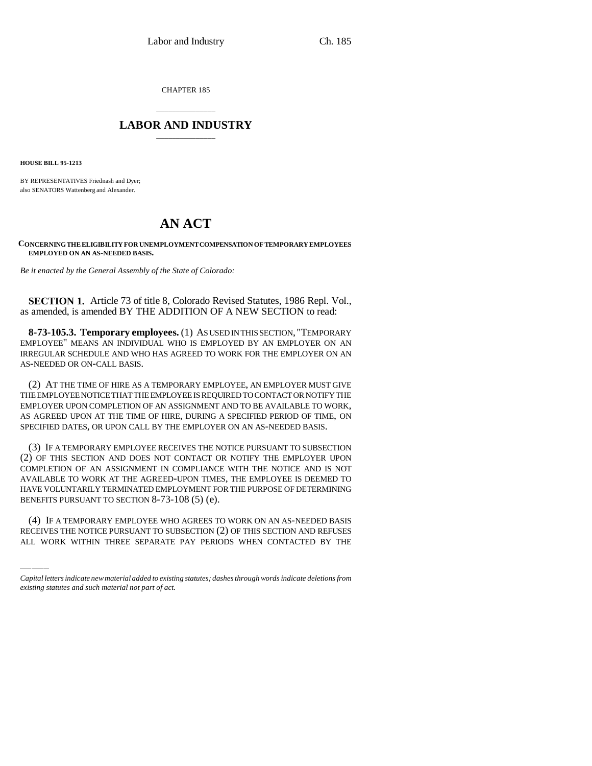CHAPTER 185

# LABOR AND INDUSTRY

**HOUSE BILL 95-1213**

BY REPRESENTATIVES Friednash and Dyer;
also SENATORS Wattenberg and Alexander.

# AN ACT

**CONCERNING THE ELIGIBILITY FOR UNEMPLOYMENT COMPENSATION OF TEMPORARY EMPLOYEES EMPLOYED ON AN AS-NEEDED BASIS.**

*Be it enacted by the General Assembly of the State of Colorado:*

**SECTION 1.** Article 73 of title 8, Colorado Revised Statutes, 1986 Repl. Vol., as amended, is amended BY THE ADDITION OF A NEW SECTION to read:

**8-73-105.3. Temporary employees.** (1) AS USED IN THIS SECTION, "TEMPORARY EMPLOYEE" MEANS AN INDIVIDUAL WHO IS EMPLOYED BY AN EMPLOYER ON AN IRREGULAR SCHEDULE AND WHO HAS AGREED TO WORK FOR THE EMPLOYER ON AN AS-NEEDED OR ON-CALL BASIS.

(2) AT THE TIME OF HIRE AS A TEMPORARY EMPLOYEE, AN EMPLOYER MUST GIVE THE EMPLOYEE NOTICE THAT THE EMPLOYEE IS REQUIRED TO CONTACT OR NOTIFY THE EMPLOYER UPON COMPLETION OF AN ASSIGNMENT AND TO BE AVAILABLE TO WORK, AS AGREED UPON AT THE TIME OF HIRE, DURING A SPECIFIED PERIOD OF TIME, ON SPECIFIED DATES, OR UPON CALL BY THE EMPLOYER ON AN AS-NEEDED BASIS.

(3) IF A TEMPORARY EMPLOYEE RECEIVES THE NOTICE PURSUANT TO SUBSECTION (2) OF THIS SECTION AND DOES NOT CONTACT OR NOTIFY THE EMPLOYER UPON COMPLETION OF AN ASSIGNMENT IN COMPLIANCE WITH THE NOTICE AND IS NOT AVAILABLE TO WORK AT THE AGREED-UPON TIMES, THE EMPLOYEE IS DEEMED TO HAVE VOLUNTARILY TERMINATED EMPLOYMENT FOR THE PURPOSE OF DETERMINING BENEFITS PURSUANT TO SECTION 8-73-108 (5) (e).

(4) IF A TEMPORARY EMPLOYEE WHO AGREES TO WORK ON AN AS-NEEDED BASIS RECEIVES THE NOTICE PURSUANT TO SUBSECTION (2) OF THIS SECTION AND REFUSES ALL WORK WITHIN THREE SEPARATE PAY PERIODS WHEN CONTACTED BY THE

*Capital letters indicate new material added to existing statutes; dashes through words indicate deletions from existing statutes and such material not part of act.*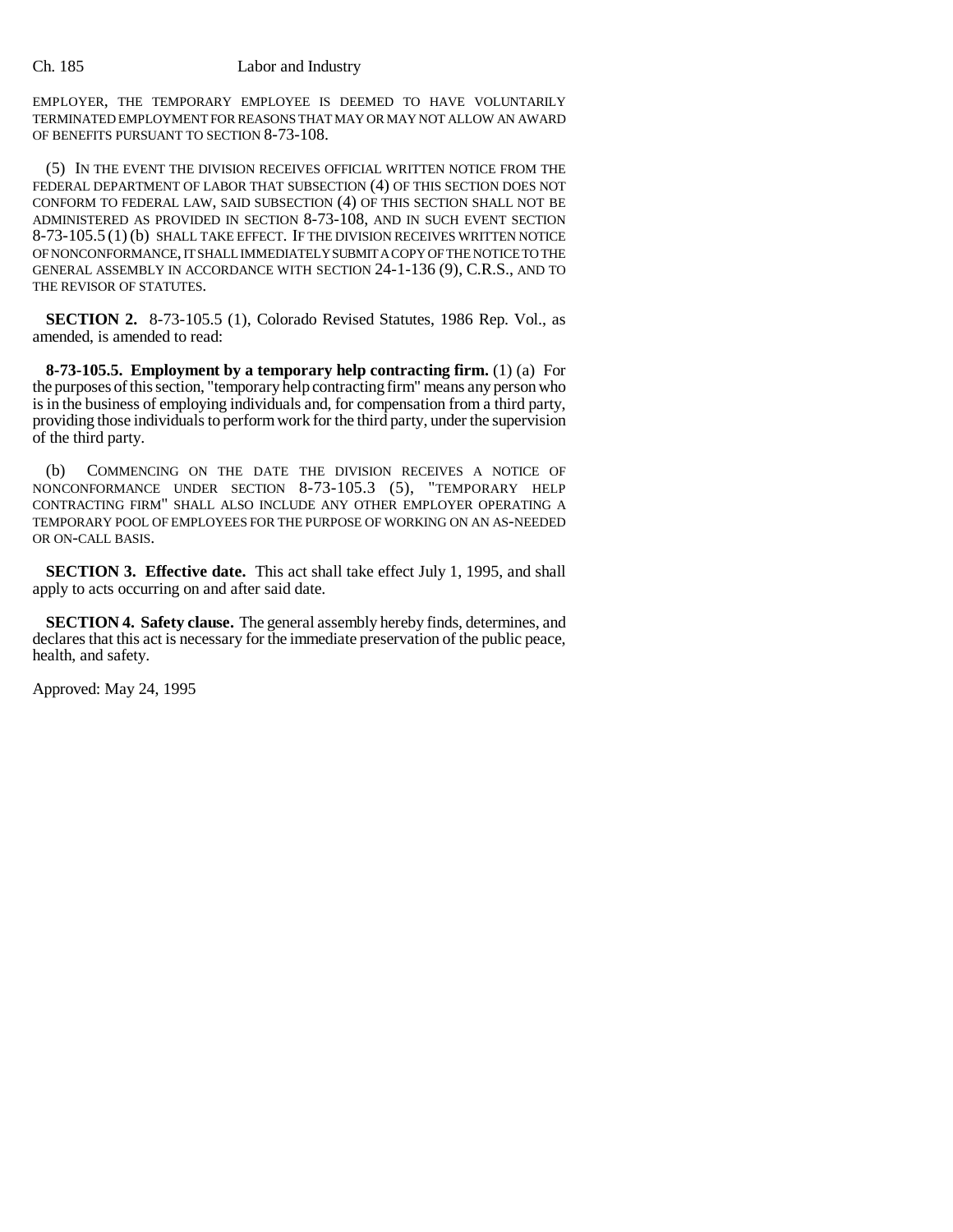EMPLOYER, THE TEMPORARY EMPLOYEE IS DEEMED TO HAVE VOLUNTARILY TERMINATED EMPLOYMENT FOR REASONS THAT MAY OR MAY NOT ALLOW AN AWARD OF BENEFITS PURSUANT TO SECTION 8-73-108.

(5) IN THE EVENT THE DIVISION RECEIVES OFFICIAL WRITTEN NOTICE FROM THE FEDERAL DEPARTMENT OF LABOR THAT SUBSECTION (4) OF THIS SECTION DOES NOT CONFORM TO FEDERAL LAW, SAID SUBSECTION (4) OF THIS SECTION SHALL NOT BE ADMINISTERED AS PROVIDED IN SECTION 8-73-108, AND IN SUCH EVENT SECTION 8-73-105.5 (1) (b) SHALL TAKE EFFECT. IF THE DIVISION RECEIVES WRITTEN NOTICE OF NONCONFORMANCE, IT SHALL IMMEDIATELY SUBMIT A COPY OF THE NOTICE TO THE GENERAL ASSEMBLY IN ACCORDANCE WITH SECTION 24-1-136 (9), C.R.S., AND TO THE REVISOR OF STATUTES.

**SECTION 2.** 8-73-105.5 (1), Colorado Revised Statutes, 1986 Rep. Vol., as amended, is amended to read:

**8-73-105.5. Employment by a temporary help contracting firm.** (1) (a) For the purposes of this section, "temporary help contracting firm" means any person who is in the business of employing individuals and, for compensation from a third party, providing those individuals to perform work for the third party, under the supervision of the third party.

(b) COMMENCING ON THE DATE THE DIVISION RECEIVES A NOTICE OF NONCONFORMANCE UNDER SECTION 8-73-105.3 (5), "TEMPORARY HELP CONTRACTING FIRM" SHALL ALSO INCLUDE ANY OTHER EMPLOYER OPERATING A TEMPORARY POOL OF EMPLOYEES FOR THE PURPOSE OF WORKING ON AN AS-NEEDED OR ON-CALL BASIS.

**SECTION 3. Effective date.** This act shall take effect July 1, 1995, and shall apply to acts occurring on and after said date.

**SECTION 4. Safety clause.** The general assembly hereby finds, determines, and declares that this act is necessary for the immediate preservation of the public peace, health, and safety.

Approved: May 24, 1995